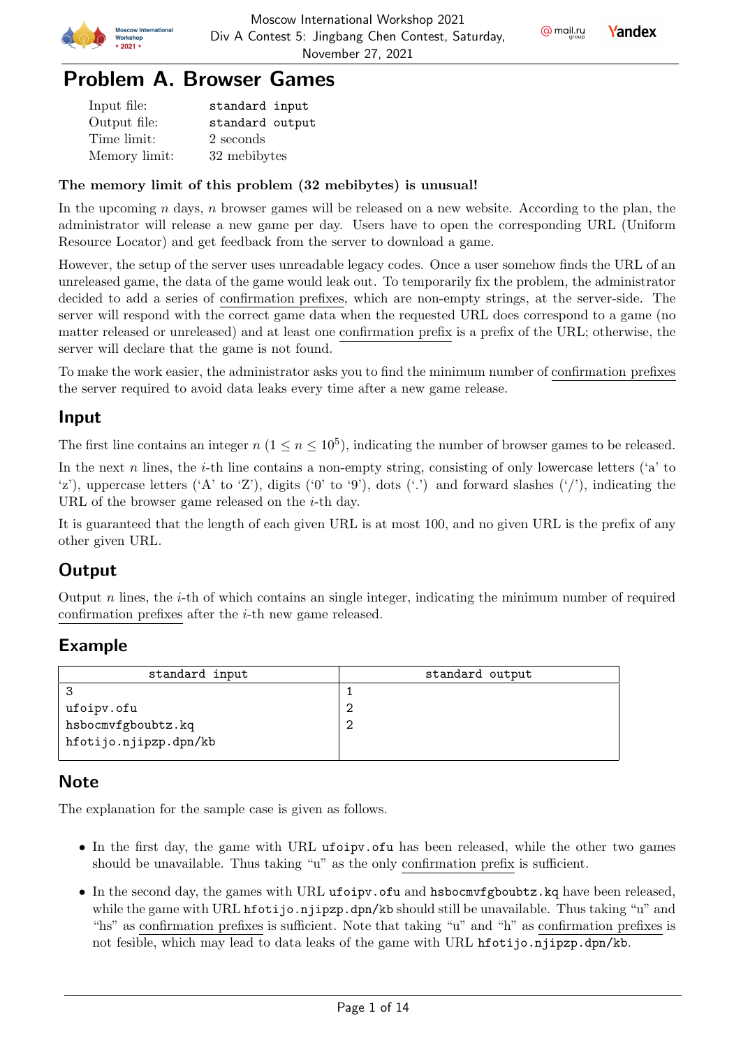# Problem A. Browser Games

| | |
|---|---|
| Input file: | standard input |
| Output file: | standard output |
| Time limit: | 2 seconds |
| Memory limit: | 32 mebibytes |

**The memory limit of this problem (32 mebibytes) is unusual!**

In the upcoming $n$ days, $n$ browser games will be released on a new website. According to the plan, the administrator will release a new game per day. Users have to open the corresponding URL (Uniform Resource Locator) and get feedback from the server to download a game.

However, the setup of the server uses unreadable legacy codes. Once a user somehow finds the URL of an unreleased game, the data of the game would leak out. To temporarily fix the problem, the administrator decided to add a series of confirmation prefixes, which are non-empty strings, at the server-side. The server will respond with the correct game data when the requested URL does correspond to a game (no matter released or unreleased) and at least one confirmation prefix is a prefix of the URL; otherwise, the server will declare that the game is not found.

To make the work easier, the administrator asks you to find the minimum number of confirmation prefixes the server required to avoid data leaks every time after a new game release.

## Input

The first line contains an integer $n$ ($1 \le n \le 10^5$), indicating the number of browser games to be released.

In the next $n$ lines, the $i$-th line contains a non-empty string, consisting of only lowercase letters ('a' to 'z'), uppercase letters ('A' to 'Z'), digits ('0' to '9'), dots ('.') and forward slashes ('/'), indicating the URL of the browser game released on the $i$-th day.

It is guaranteed that the length of each given URL is at most 100, and no given URL is the prefix of any other given URL.

## Output

Output $n$ lines, the $i$-th of which contains an single integer, indicating the minimum number of required confirmation prefixes after the $i$-th new game released.

## Example

| standard input | standard output |
|---|---|
| 3<br>ufoipv.ofu<br>hsbocmvfgboubtz.kq<br>hfotijo.njipzp.dpn/kb | 1<br>2<br>2 |

## Note

The explanation for the sample case is given as follows.

- In the first day, the game with URL ufoipv.ofu has been released, while the other two games should be unavailable. Thus taking "u" as the only confirmation prefix is sufficient.
- In the second day, the games with URL ufoipv.ofu and hsbocmvfgboubtz.kq have been released, while the game with URL hfotijo.njipzp.dpn/kb should still be unavailable. Thus taking "u" and "hs" as confirmation prefixes is sufficient. Note that taking "u" and "h" as confirmation prefixes is not fesible, which may lead to data leaks of the game with URL hfotijo.njipzp.dpn/kb.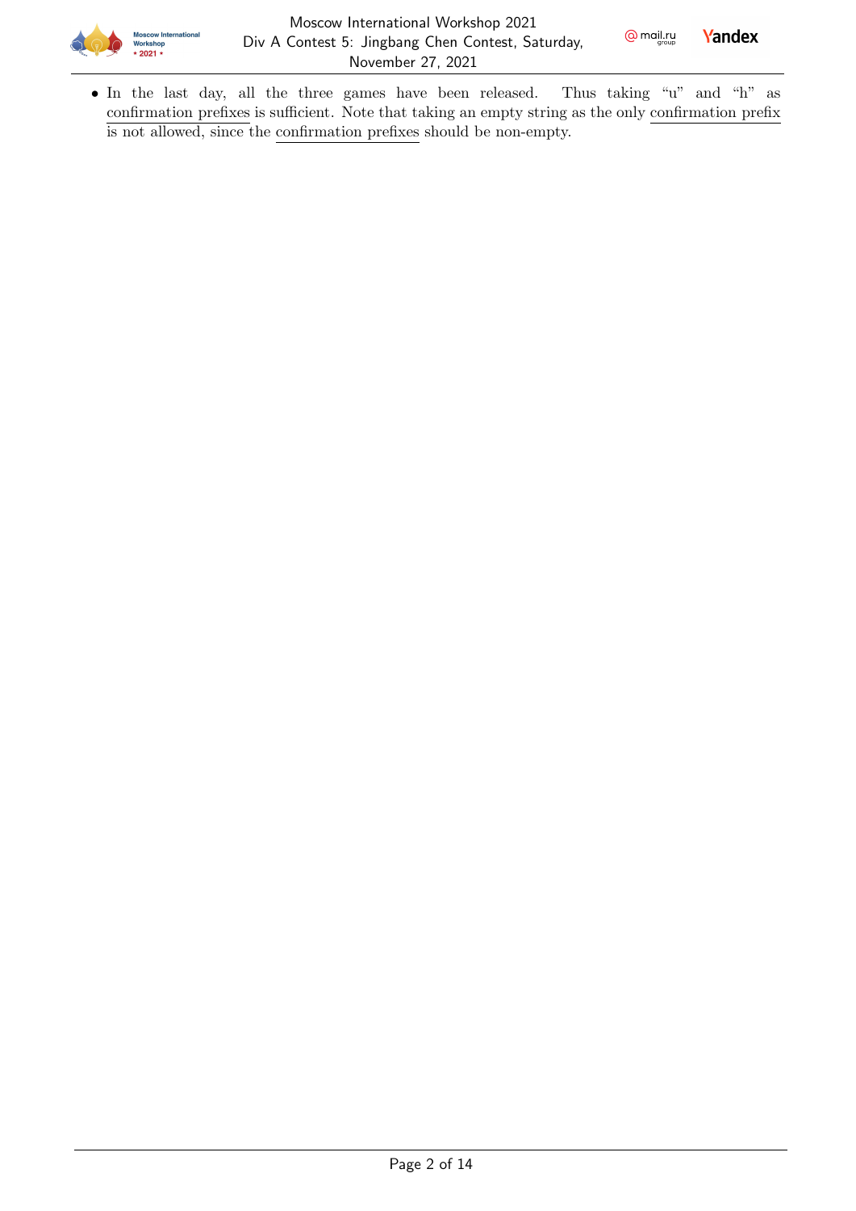- In the last day, all the three games have been released. Thus taking "u" and "h" as confirmation prefixes is sufficient. Note that taking an empty string as the only confirmation prefix is not allowed, since the confirmation prefixes should be non-empty.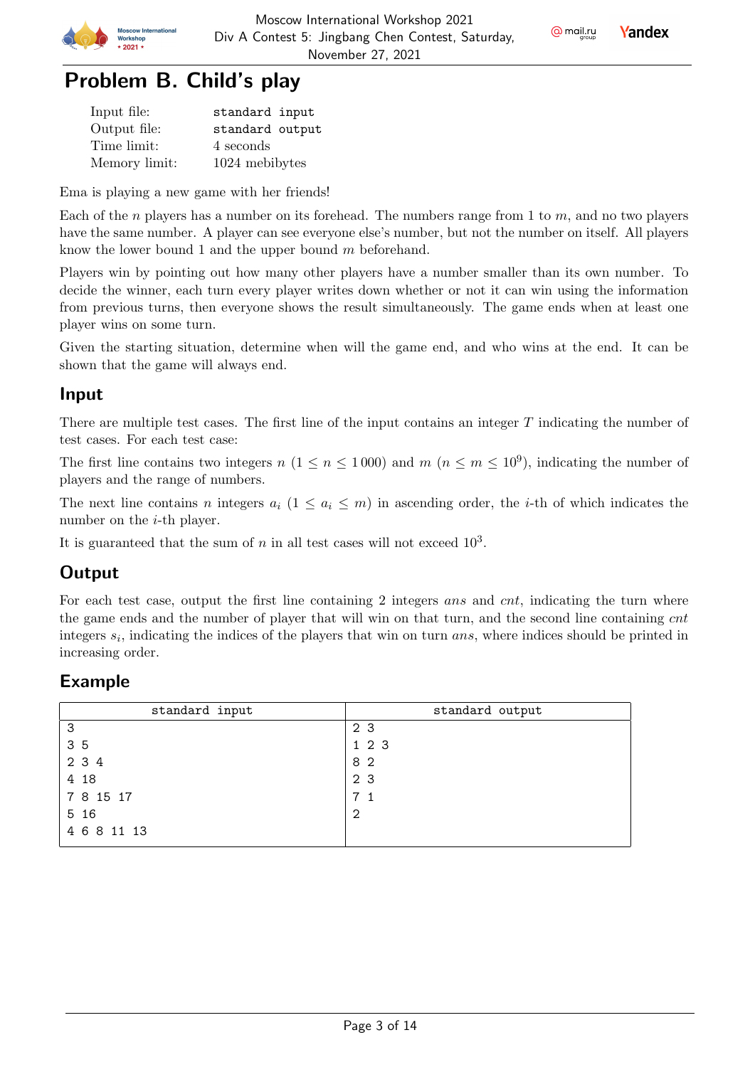# Problem B. Child's play

| | |
|---|---|
| Input file: | standard input |
| Output file: | standard output |
| Time limit: | 4 seconds |
| Memory limit: | 1024 mebibytes |

Ema is playing a new game with her friends!

Each of the $n$ players has a number on its forehead. The numbers range from 1 to $m$, and no two players have the same number. A player can see everyone else's number, but not the number on itself. All players know the lower bound 1 and the upper bound $m$ beforehand.

Players win by pointing out how many other players have a number smaller than its own number. To decide the winner, each turn every player writes down whether or not it can win using the information from previous turns, then everyone shows the result simultaneously. The game ends when at least one player wins on some turn.

Given the starting situation, determine when will the game end, and who wins at the end. It can be shown that the game will always end.

## Input

There are multiple test cases. The first line of the input contains an integer $T$ indicating the number of test cases. For each test case:

The first line contains two integers $n$ ($1 \le n \le 1\,000$) and $m$ ($n \le m \le 10^9$), indicating the number of players and the range of numbers.

The next line contains $n$ integers $a_i$ ($1 \le a_i \le m$) in ascending order, the $i$-th of which indicates the number on the $i$-th player.

It is guaranteed that the sum of $n$ in all test cases will not exceed $10^3$.

## Output

For each test case, output the first line containing 2 integers $ans$ and $cnt$, indicating the turn where the game ends and the number of player that will win on that turn, and the second line containing $cnt$ integers $s_i$, indicating the indices of the players that win on turn $ans$, where indices should be printed in increasing order.

## Example

| standard input | standard output |
|---|---|
| 3<br>3 5<br>2 3 4<br>4 18<br>7 8 15 17<br>5 16<br>4 6 8 11 13 | 2 3<br>1 2 3<br>8 2<br>2 3<br>7 1<br>2 |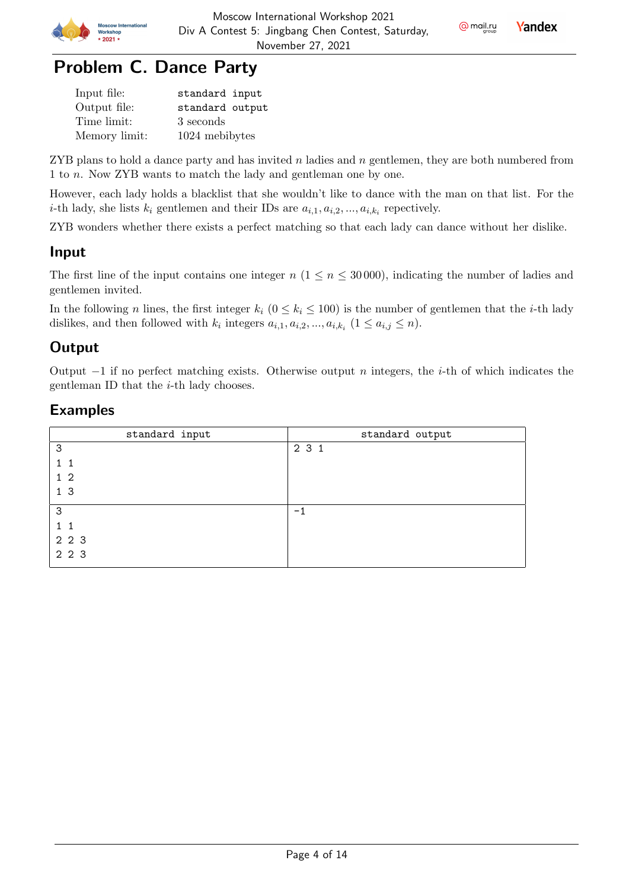# Problem C. Dance Party

| | |
|---|---|
| Input file: | standard input |
| Output file: | standard output |
| Time limit: | 3 seconds |
| Memory limit: | 1024 mebibytes |

ZYB plans to hold a dance party and has invited $n$ ladies and $n$ gentlemen, they are both numbered from 1 to $n$. Now ZYB wants to match the lady and gentleman one by one.

However, each lady holds a blacklist that she wouldn't like to dance with the man on that list. For the $i$-th lady, she lists $k_i$ gentlemen and their IDs are $a_{i,1}, a_{i,2}, ..., a_{i,k_i}$ repectively.

ZYB wonders whether there exists a perfect matching so that each lady can dance without her dislike.

## Input

The first line of the input contains one integer $n$ ($1 \le n \le 30\,000$), indicating the number of ladies and gentlemen invited.

In the following $n$ lines, the first integer $k_i$ ($0 \le k_i \le 100$) is the number of gentlemen that the $i$-th lady dislikes, and then followed with $k_i$ integers $a_{i,1}, a_{i,2}, ..., a_{i,k_i}$ ($1 \le a_{i,j} \le n$).

## Output

Output $-1$ if no perfect matching exists. Otherwise output $n$ integers, the $i$-th of which indicates the gentleman ID that the $i$-th lady chooses.

## Examples

| standard input | standard output |
|---|---|
| 3<br>1 1<br>1 2<br>1 3 | 2 3 1 |
| 3<br>1 1<br>2 2 3<br>2 2 3 | -1 |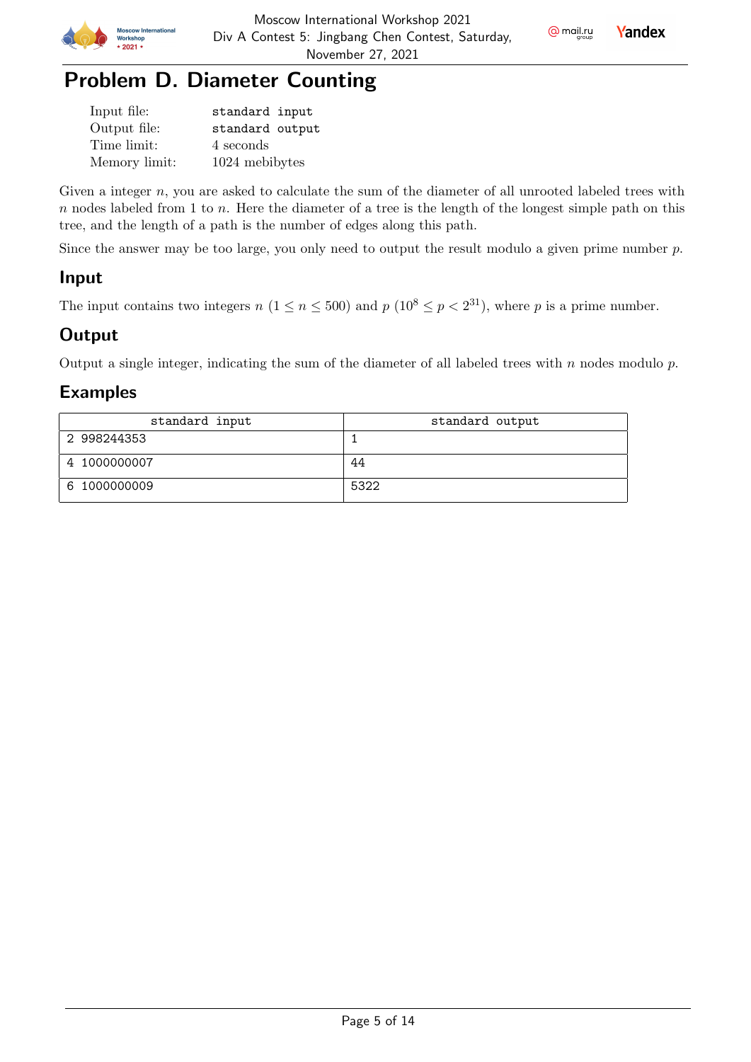# Problem D. Diameter Counting

| | |
|---|---|
| Input file: | standard input |
| Output file: | standard output |
| Time limit: | 4 seconds |
| Memory limit: | 1024 mebibytes |

Given a integer $n$, you are asked to calculate the sum of the diameter of all unrooted labeled trees with $n$ nodes labeled from 1 to $n$. Here the diameter of a tree is the length of the longest simple path on this tree, and the length of a path is the number of edges along this path.

Since the answer may be too large, you only need to output the result modulo a given prime number $p$.

## Input

The input contains two integers $n$ ($1 \leq n \leq 500$) and $p$ ($10^8 \leq p < 2^{31}$), where $p$ is a prime number.

## Output

Output a single integer, indicating the sum of the diameter of all labeled trees with $n$ nodes modulo $p$.

## Examples

| standard input | standard output |
|---|---|
| 2 998244353 | 1 |
| 4 1000000007 | 44 |
| 6 1000000009 | 5322 |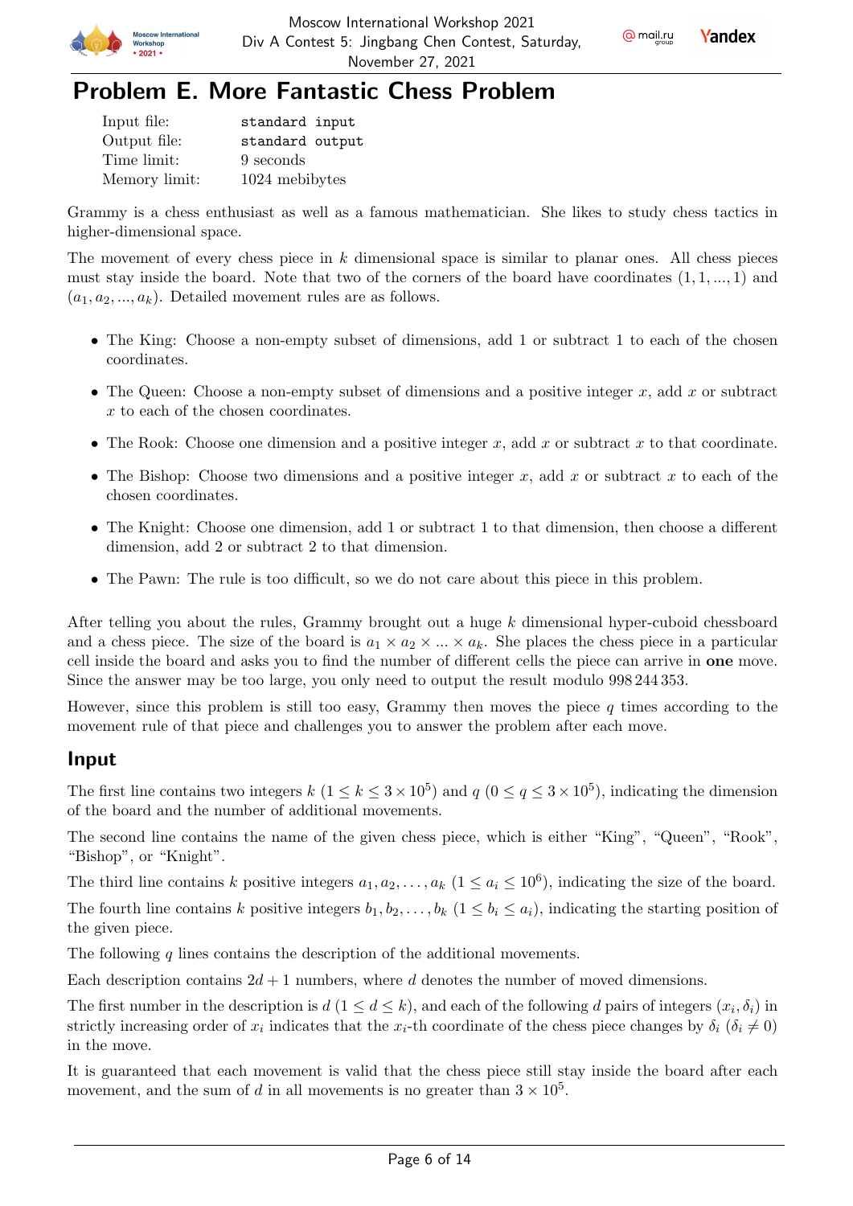# Problem E. More Fantastic Chess Problem

| | |
|---|---|
| Input file: | standard input |
| Output file: | standard output |
| Time limit: | 9 seconds |
| Memory limit: | 1024 mebibytes |

Grammy is a chess enthusiast as well as a famous mathematician. She likes to study chess tactics in higher-dimensional space.

The movement of every chess piece in $k$ dimensional space is similar to planar ones. All chess pieces must stay inside the board. Note that two of the corners of the board have coordinates $(1, 1, ..., 1)$ and $(a_1, a_2, ..., a_k)$. Detailed movement rules are as follows.

- The King: Choose a non-empty subset of dimensions, add 1 or subtract 1 to each of the chosen coordinates.
- The Queen: Choose a non-empty subset of dimensions and a positive integer $x$, add $x$ or subtract $x$ to each of the chosen coordinates.
- The Rook: Choose one dimension and a positive integer $x$, add $x$ or subtract $x$ to that coordinate.
- The Bishop: Choose two dimensions and a positive integer $x$, add $x$ or subtract $x$ to each of the chosen coordinates.
- The Knight: Choose one dimension, add 1 or subtract 1 to that dimension, then choose a different dimension, add 2 or subtract 2 to that dimension.
- The Pawn: The rule is too difficult, so we do not care about this piece in this problem.

After telling you about the rules, Grammy brought out a huge $k$ dimensional hyper-cuboid chessboard and a chess piece. The size of the board is $a_1 \times a_2 \times ... \times a_k$. She places the chess piece in a particular cell inside the board and asks you to find the number of different cells the piece can arrive in **one** move. Since the answer may be too large, you only need to output the result modulo 998 244 353.

However, since this problem is still too easy, Grammy then moves the piece $q$ times according to the movement rule of that piece and challenges you to answer the problem after each move.

## Input

The first line contains two integers $k$ ($1 \leq k \leq 3 \times 10^5$) and $q$ ($0 \leq q \leq 3 \times 10^5$), indicating the dimension of the board and the number of additional movements.

The second line contains the name of the given chess piece, which is either "King", "Queen", "Rook", "Bishop", or "Knight".

The third line contains $k$ positive integers $a_1, a_2, \ldots, a_k$ ($1 \leq a_i \leq 10^6$), indicating the size of the board.

The fourth line contains $k$ positive integers $b_1, b_2, \ldots, b_k$ ($1 \leq b_i \leq a_i$), indicating the starting position of the given piece.

The following $q$ lines contains the description of the additional movements.

Each description contains $2d + 1$ numbers, where $d$ denotes the number of moved dimensions.

The first number in the description is $d$ ($1 \leq d \leq k$), and each of the following $d$ pairs of integers $(x_i, \delta_i)$ in strictly increasing order of $x_i$ indicates that the $x_i$-th coordinate of the chess piece changes by $\delta_i$ ($\delta_i \neq 0$) in the move.

It is guaranteed that each movement is valid that the chess piece still stay inside the board after each movement, and the sum of $d$ in all movements is no greater than $3 \times 10^5$.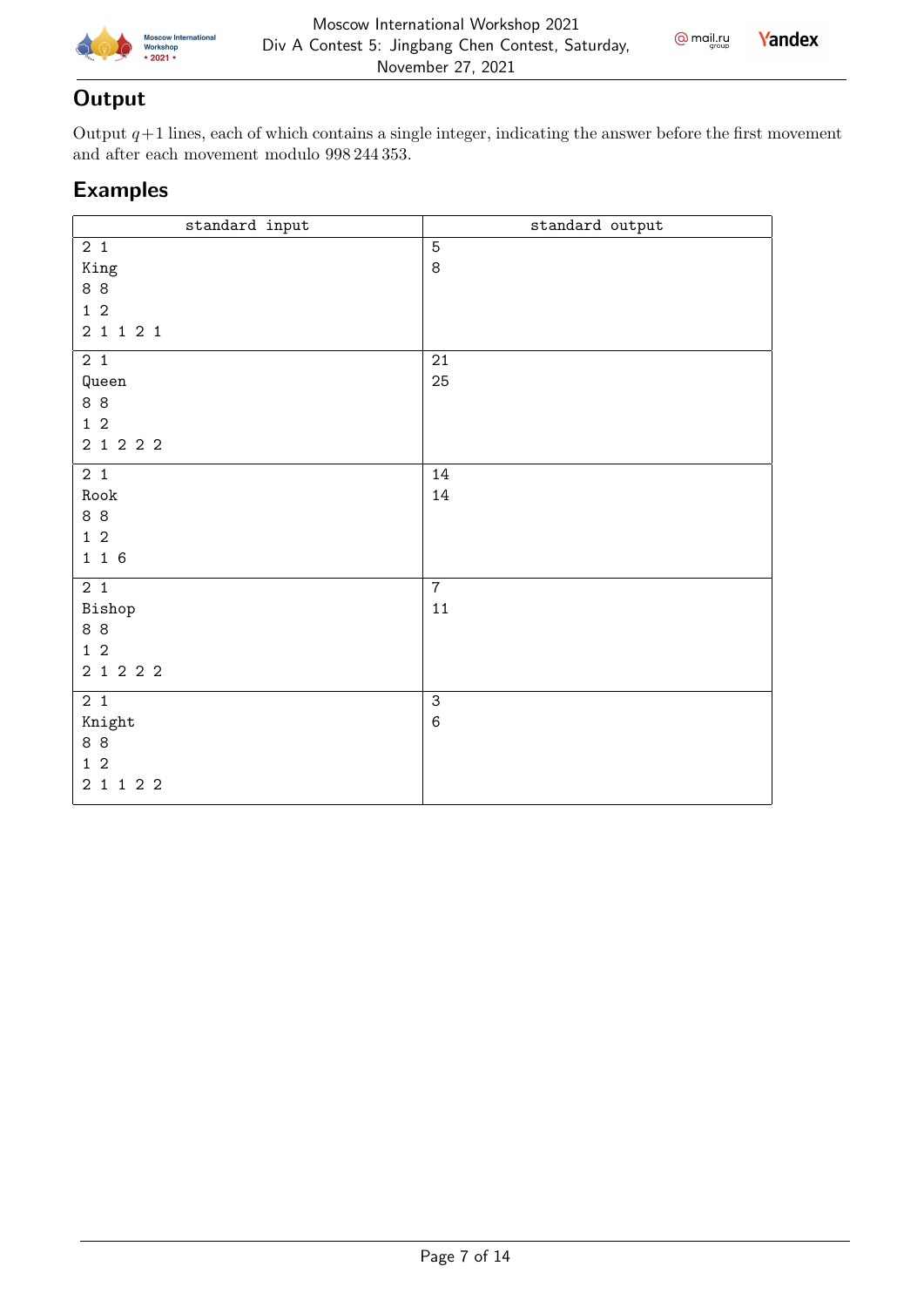## Output

Output $q+1$ lines, each of which contains a single integer, indicating the answer before the first movement and after each movement modulo 998 244 353.

## Examples

| standard input | standard output |
|---|---|
| 2 1<br>King<br>8 8<br>1 2<br>2 1 1 2 1 | 5<br>8 |
| 2 1<br>Queen<br>8 8<br>1 2<br>2 1 2 2 2 | 21<br>25 |
| 2 1<br>Rook<br>8 8<br>1 2<br>1 1 6 | 14<br>14 |
| 2 1<br>Bishop<br>8 8<br>1 2<br>2 1 2 2 2 | 7<br>11 |
| 2 1<br>Knight<br>8 8<br>1 2<br>2 1 1 2 2 | 3<br>6 |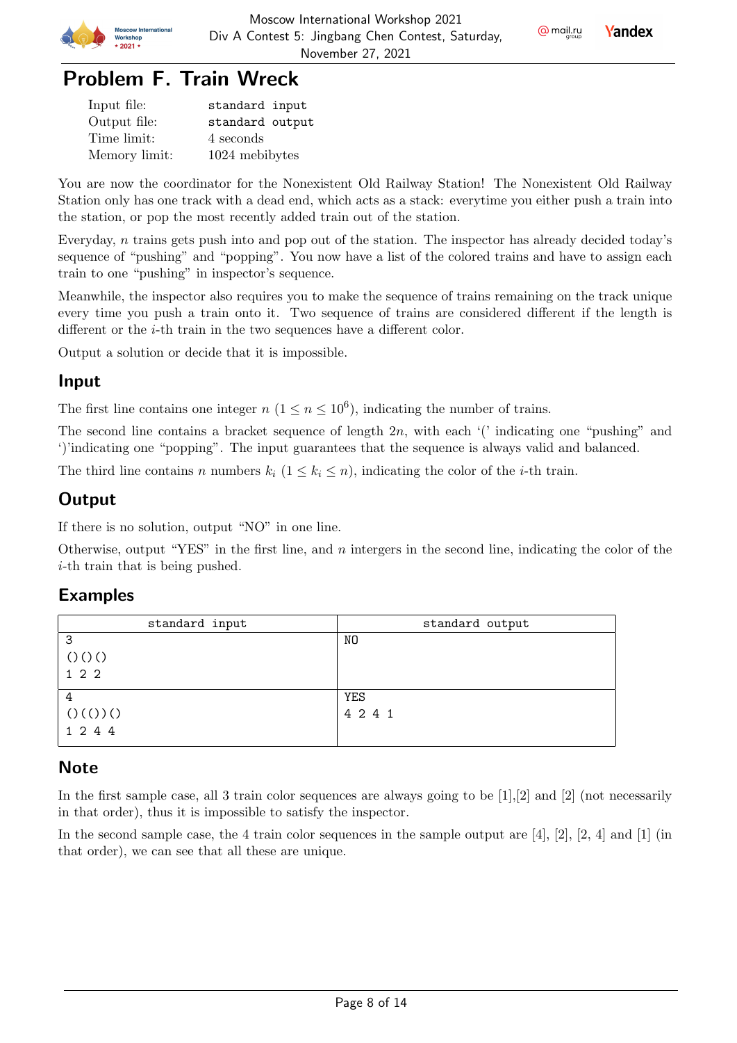# Problem F. Train Wreck

| | |
|---|---|
| Input file: | standard input |
| Output file: | standard output |
| Time limit: | 4 seconds |
| Memory limit: | 1024 mebibytes |

You are now the coordinator for the Nonexistent Old Railway Station! The Nonexistent Old Railway Station only has one track with a dead end, which acts as a stack: everytime you either push a train into the station, or pop the most recently added train out of the station.

Everyday, $n$ trains gets push into and pop out of the station. The inspector has already decided today's sequence of "pushing" and "popping". You now have a list of the colored trains and have to assign each train to one "pushing" in inspector's sequence.

Meanwhile, the inspector also requires you to make the sequence of trains remaining on the track unique every time you push a train onto it. Two sequence of trains are considered different if the length is different or the $i$-th train in the two sequences have a different color.

Output a solution or decide that it is impossible.

## Input

The first line contains one integer $n$ ($1 \leq n \leq 10^6$), indicating the number of trains.

The second line contains a bracket sequence of length $2n$, with each '(' indicating one "pushing" and ')'indicating one "popping". The input guarantees that the sequence is always valid and balanced.

The third line contains $n$ numbers $k_i$ ($1 \leq k_i \leq n$), indicating the color of the $i$-th train.

## Output

If there is no solution, output "NO" in one line.

Otherwise, output "YES" in the first line, and $n$ intergers in the second line, indicating the color of the $i$-th train that is being pushed.

## Examples

| standard input | standard output |
|---|---|
| 3<br>()()()<br>1 2 2 | NO |
| 4<br>()(())()<br>1 2 4 4 | YES<br>4 2 4 1 |

## Note

In the first sample case, all 3 train color sequences are always going to be [1],[2] and [2] (not necessarily in that order), thus it is impossible to satisfy the inspector.

In the second sample case, the 4 train color sequences in the sample output are [4], [2], [2, 4] and [1] (in that order), we can see that all these are unique.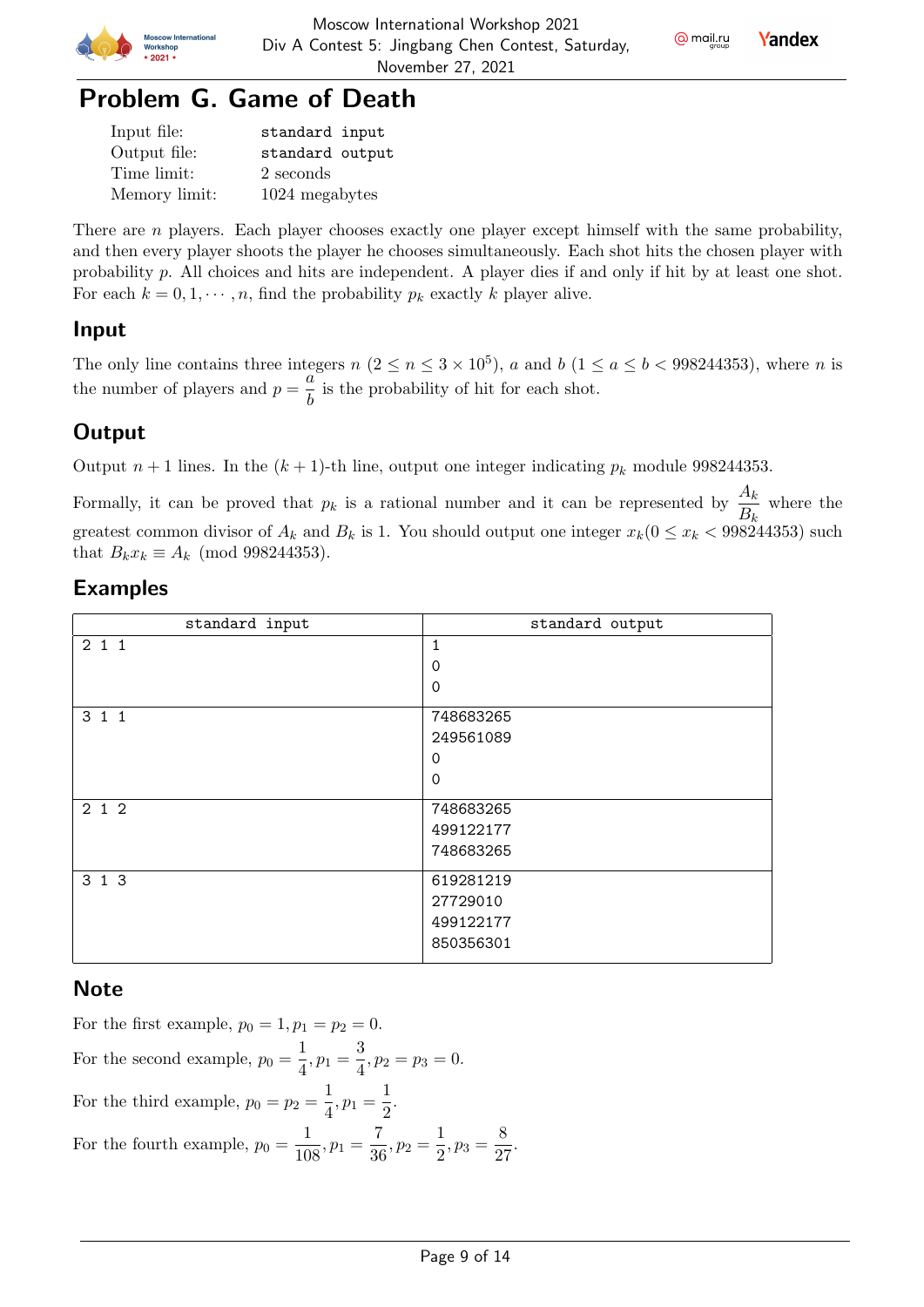# Problem G. Game of Death

| | |
|---|---|
| Input file: | standard input |
| Output file: | standard output |
| Time limit: | 2 seconds |
| Memory limit: | 1024 megabytes |

There are $n$ players. Each player chooses exactly one player except himself with the same probability, and then every player shoots the player he chooses simultaneously. Each shot hits the chosen player with probability $p$. All choices and hits are independent. A player dies if and only if hit by at least one shot. For each $k = 0, 1, \cdots, n$, find the probability $p_k$ exactly $k$ player alive.

## Input

The only line contains three integers $n$ ($2 \le n \le 3 \times 10^5$), $a$ and $b$ ($1 \le a \le b < 998244353$), where $n$ is the number of players and $p = \frac{a}{b}$ is the probability of hit for each shot.

## Output

Output $n + 1$ lines. In the $(k + 1)$-th line, output one integer indicating $p_k$ module 998244353.

Formally, it can be proved that $p_k$ is a rational number and it can be represented by $\frac{A_k}{B_k}$ where the greatest common divisor of $A_k$ and $B_k$ is 1. You should output one integer $x_k (0 \le x_k < 998244353)$ such that $B_k x_k \equiv A_k \pmod{998244353}$.

## Examples

| standard input | standard output |
|---|---|
| 2 1 1 | 1<br>0<br>0 |
| 3 1 1 | 748683265<br>249561089<br>0<br>0 |
| 2 1 2 | 748683265<br>499122177<br>748683265 |
| 3 1 3 | 619281219<br>27729010<br>499122177<br>850356301 |

## Note

For the first example, $p_0 = 1, p_1 = p_2 = 0$.

For the second example, $p_0 = \frac{1}{4}, p_1 = \frac{3}{4}, p_2 = p_3 = 0$.

For the third example, $p_0 = p_2 = \frac{1}{4}, p_1 = \frac{1}{2}$.

For the fourth example, $p_0 = \frac{1}{108}, p_1 = \frac{7}{36}, p_2 = \frac{1}{2}, p_3 = \frac{8}{27}$.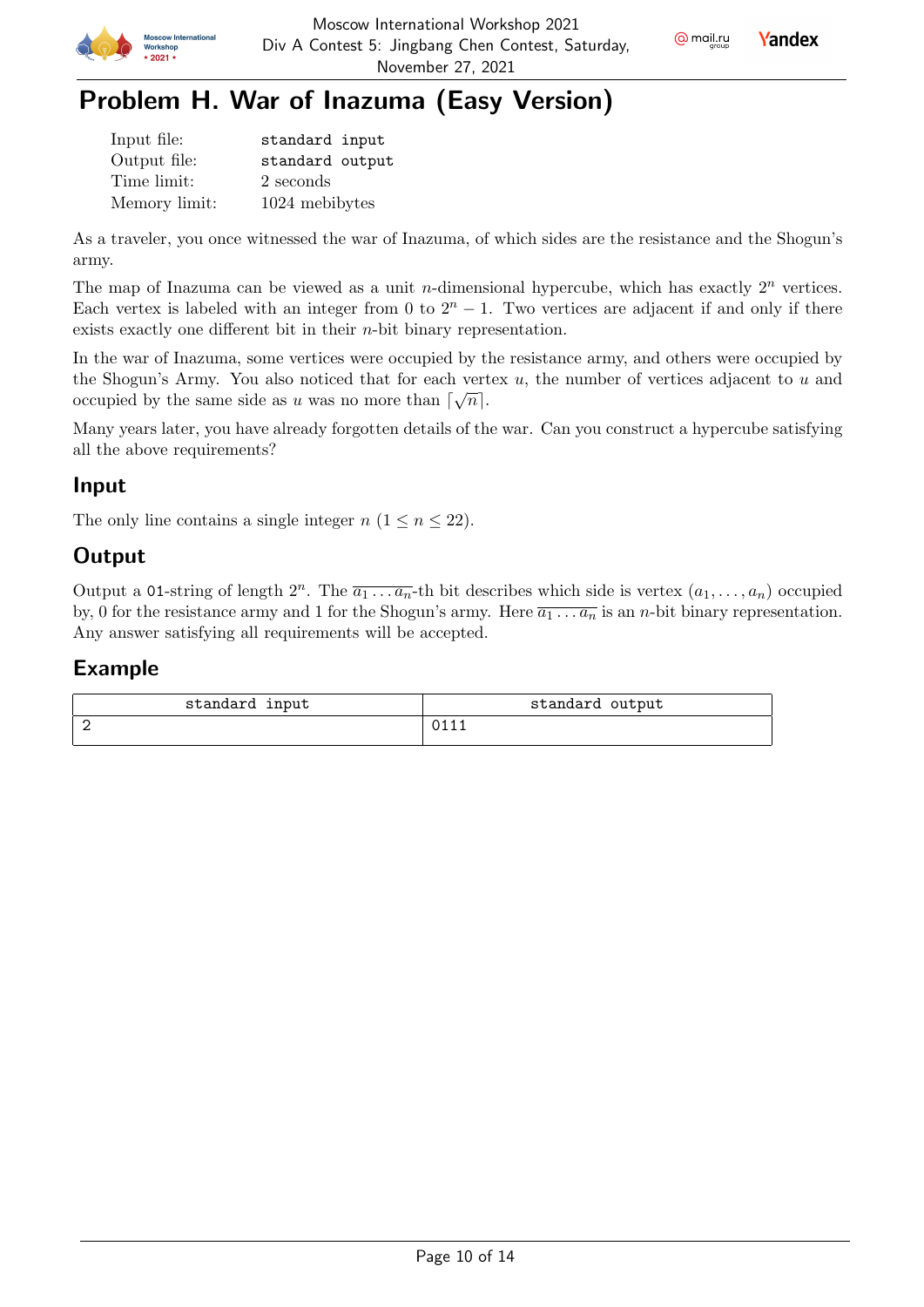# Problem H. War of Inazuma (Easy Version)

| | |
|---|---|
| Input file: | standard input |
| Output file: | standard output |
| Time limit: | 2 seconds |
| Memory limit: | 1024 mebibytes |

As a traveler, you once witnessed the war of Inazuma, of which sides are the resistance and the Shogun's army.

The map of Inazuma can be viewed as a unit $n$-dimensional hypercube, which has exactly $2^n$ vertices. Each vertex is labeled with an integer from 0 to $2^n - 1$. Two vertices are adjacent if and only if there exists exactly one different bit in their $n$-bit binary representation.

In the war of Inazuma, some vertices were occupied by the resistance army, and others were occupied by the Shogun's Army. You also noticed that for each vertex $u$, the number of vertices adjacent to $u$ and occupied by the same side as $u$ was no more than $\lceil \sqrt{n} \rceil$.

Many years later, you have already forgotten details of the war. Can you construct a hypercube satisfying all the above requirements?

## Input

The only line contains a single integer $n$ ($1 \le n \le 22$).

## Output

Output a 01-string of length $2^n$. The $\overline{a_1 \dots a_n}$-th bit describes which side is vertex $(a_1, \dots, a_n)$ occupied by, 0 for the resistance army and 1 for the Shogun's army. Here $\overline{a_1 \dots a_n}$ is an $n$-bit binary representation. Any answer satisfying all requirements will be accepted.

## Example

| standard input | standard output |
|---|---|
| 2 | 0111 |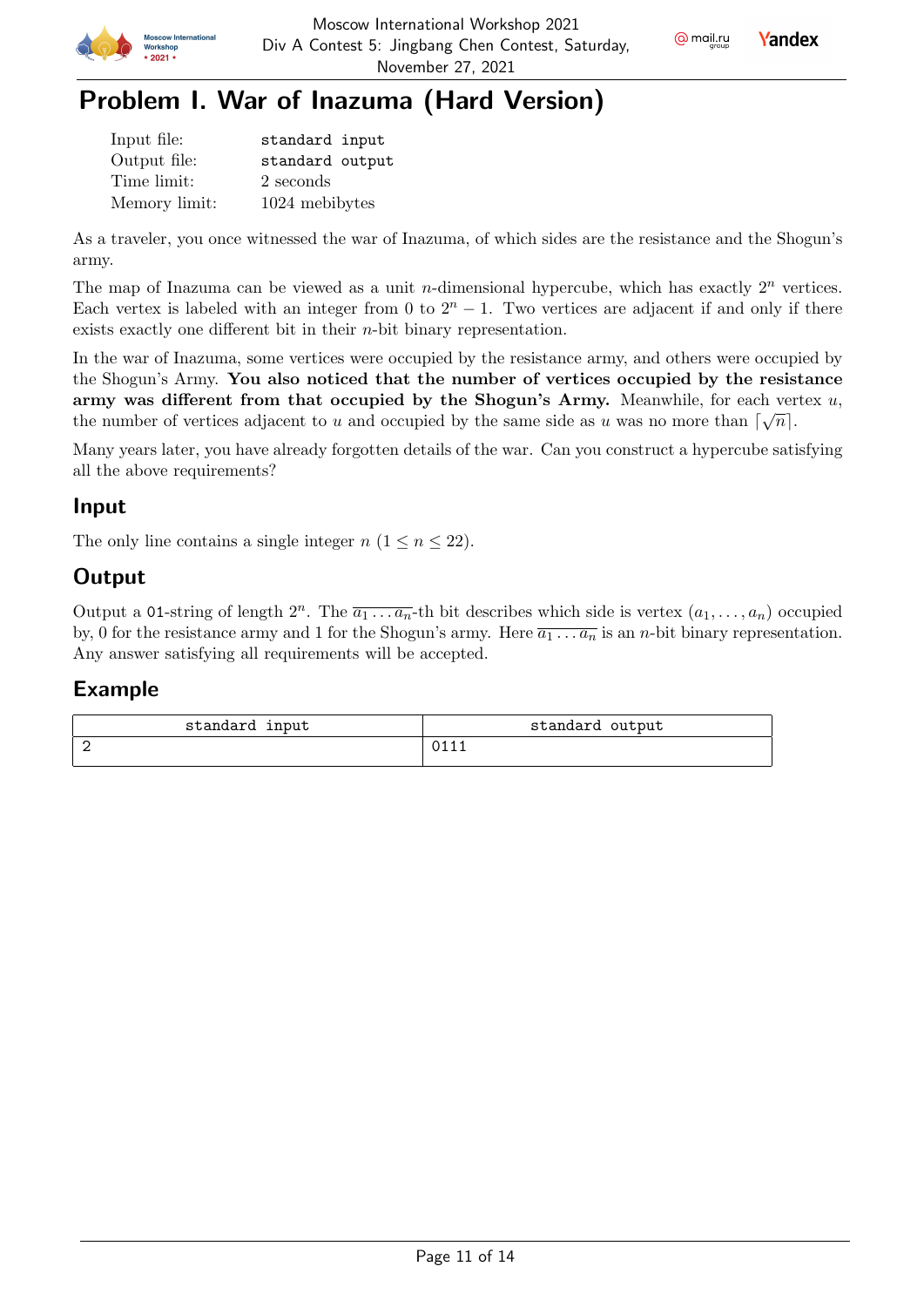// Problem I. War of Inazuma (Hard Version)

| | |
|---|---|
| Input file: | standard input |
| Output file: | standard output |
| Time limit: | 2 seconds |
| Memory limit: | 1024 mebibytes |

As a traveler, you once witnessed the war of Inazuma, of which sides are the resistance and the Shogun's army.

The map of Inazuma can be viewed as a unit $n$-dimensional hypercube, which has exactly $2^n$ vertices. Each vertex is labeled with an integer from 0 to $2^n - 1$. Two vertices are adjacent if and only if there exists exactly one different bit in their $n$-bit binary representation.

In the war of Inazuma, some vertices were occupied by the resistance army, and others were occupied by the Shogun's Army. **You also noticed that the number of vertices occupied by the resistance army was different from that occupied by the Shogun's Army.** Meanwhile, for each vertex $u$, the number of vertices adjacent to $u$ and occupied by the same side as $u$ was no more than $\lceil \sqrt{n} \rceil$.

Many years later, you have already forgotten details of the war. Can you construct a hypercube satisfying all the above requirements?

## Input

The only line contains a single integer $n$ ($1 \le n \le 22$).

## Output

Output a 01-string of length $2^n$. The $\overline{a_1 \ldots a_n}$-th bit describes which side is vertex $(a_1, \ldots, a_n)$ occupied by, 0 for the resistance army and 1 for the Shogun's army. Here $\overline{a_1 \ldots a_n}$ is an $n$-bit binary representation. Any answer satisfying all requirements will be accepted.

## Example

| standard input | standard output |
|---|---|
| 2 | 0111 |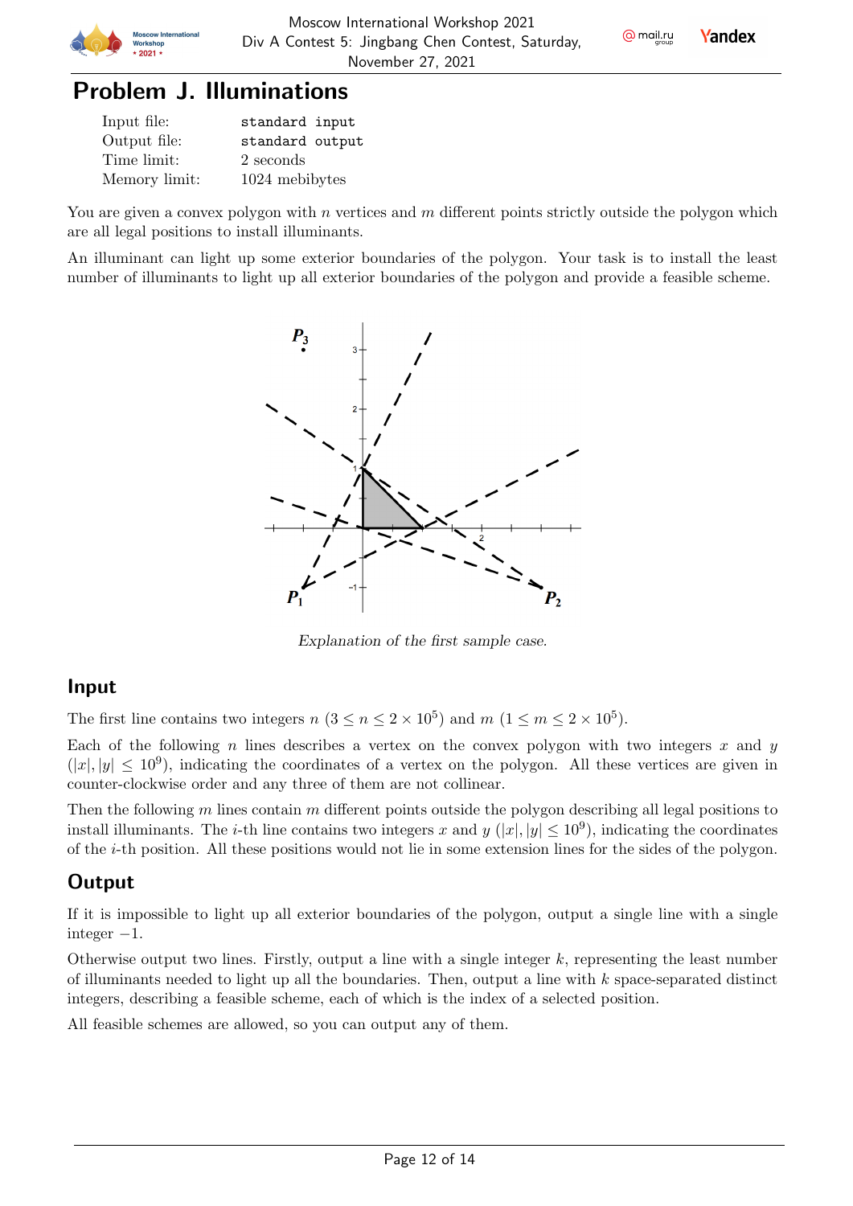# Problem J. Illuminations

| | |
|---|---|
| Input file: | standard input |
| Output file: | standard output |
| Time limit: | 2 seconds |
| Memory limit: | 1024 mebibytes |

You are given a convex polygon with $n$ vertices and $m$ different points strictly outside the polygon which are all legal positions to install illuminants.

An illuminant can light up some exterior boundaries of the polygon. Your task is to install the least number of illuminants to light up all exterior boundaries of the polygon and provide a feasible scheme.

*Explanation of the first sample case.*

## Input

The first line contains two integers $n$ ($3 \le n \le 2 \times 10^5$) and $m$ ($1 \le m \le 2 \times 10^5$).

Each of the following $n$ lines describes a vertex on the convex polygon with two integers $x$ and $y$ ($|x|, |y| \le 10^9$), indicating the coordinates of a vertex on the polygon. All these vertices are given in counter-clockwise order and any three of them are not collinear.

Then the following $m$ lines contain $m$ different points outside the polygon describing all legal positions to install illuminants. The $i$-th line contains two integers $x$ and $y$ ($|x|, |y| \le 10^9$), indicating the coordinates of the $i$-th position. All these positions would not lie in some extension lines for the sides of the polygon.

## Output

If it is impossible to light up all exterior boundaries of the polygon, output a single line with a single integer $-1$.

Otherwise output two lines. Firstly, output a line with a single integer $k$, representing the least number of illuminants needed to light up all the boundaries. Then, output a line with $k$ space-separated distinct integers, describing a feasible scheme, each of which is the index of a selected position.

All feasible schemes are allowed, so you can output any of them.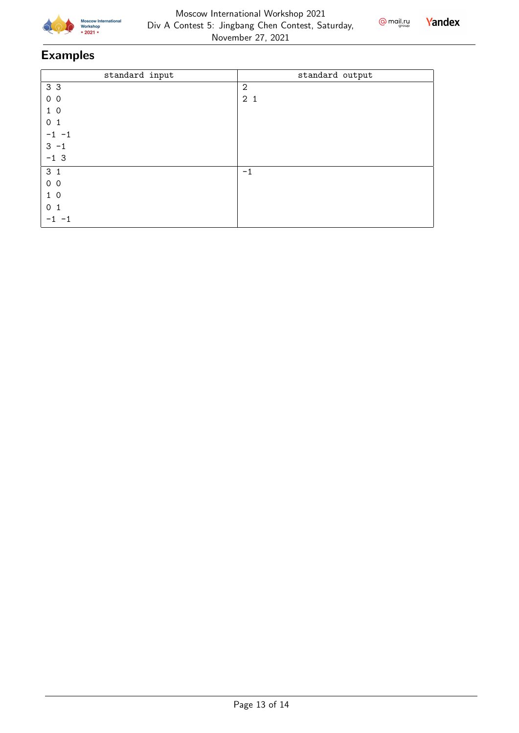## Examples

| standard input | standard output |
|---|---|
| 3 3<br>0 0<br>1 0<br>0 1<br>-1 -1<br>3 -1<br>-1 3 | 2<br>2 1 |
| 3 1<br>0 0<br>1 0<br>0 1<br>-1 -1 | -1 |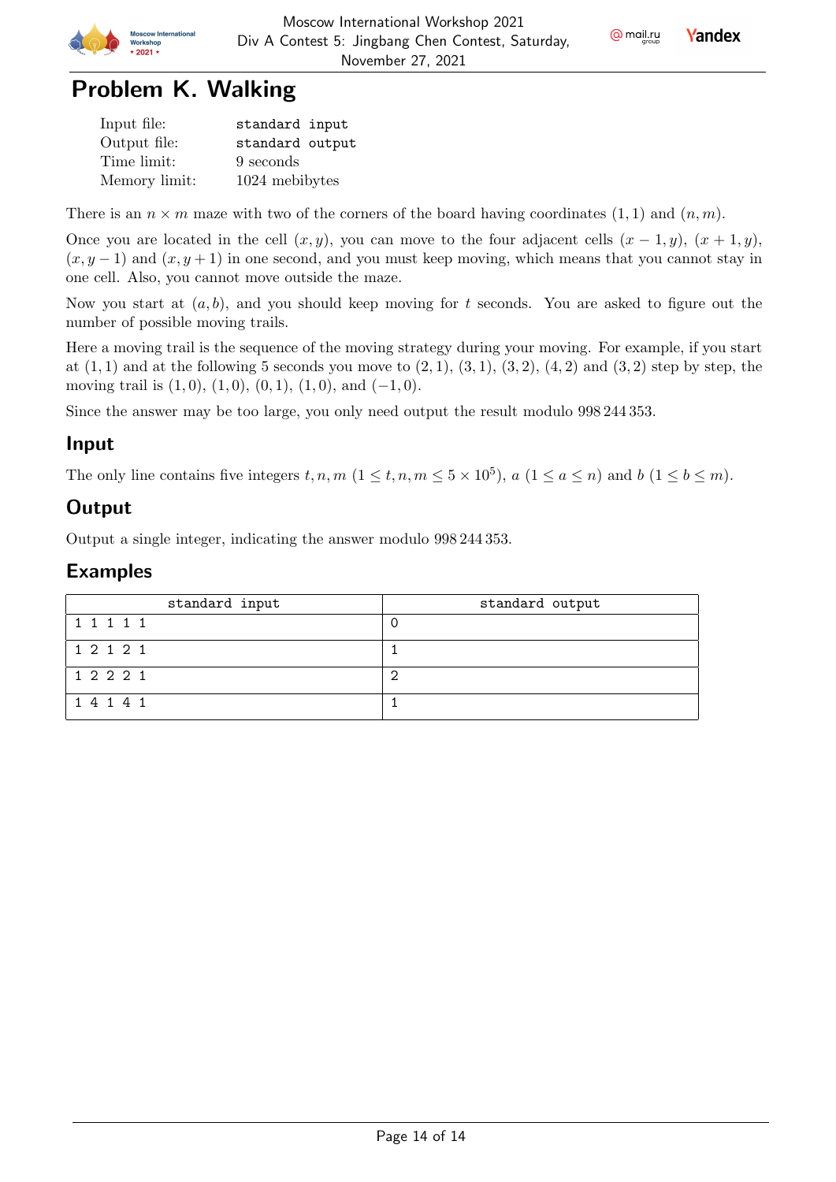# Problem K. Walking

| | |
|---|---|
| Input file: | standard input |
| Output file: | standard output |
| Time limit: | 9 seconds |
| Memory limit: | 1024 mebibytes |

There is an $n \times m$ maze with two of the corners of the board having coordinates $(1, 1)$ and $(n, m)$.

Once you are located in the cell $(x, y)$, you can move to the four adjacent cells $(x - 1, y)$, $(x + 1, y)$, $(x, y - 1)$ and $(x, y + 1)$ in one second, and you must keep moving, which means that you cannot stay in one cell. Also, you cannot move outside the maze.

Now you start at $(a, b)$, and you should keep moving for $t$ seconds. You are asked to figure out the number of possible moving trails.

Here a moving trail is the sequence of the moving strategy during your moving. For example, if you start at $(1, 1)$ and at the following 5 seconds you move to $(2, 1)$, $(3, 1)$, $(3, 2)$, $(4, 2)$ and $(3, 2)$ step by step, the moving trail is $(1, 0)$, $(1, 0)$, $(0, 1)$, $(1, 0)$, and $(-1, 0)$.

Since the answer may be too large, you only need output the result modulo 998 244 353.

## Input

The only line contains five integers $t, n, m$ $(1 \le t, n, m \le 5 \times 10^5)$, $a$ $(1 \le a \le n)$ and $b$ $(1 \le b \le m)$.

## Output

Output a single integer, indicating the answer modulo 998 244 353.

## Examples

| standard input | standard output |
|---|---|
| 1 1 1 1 1 | 0 |
| 1 2 1 2 1 | 1 |
| 1 2 2 2 1 | 2 |
| 1 4 1 4 1 | 1 |